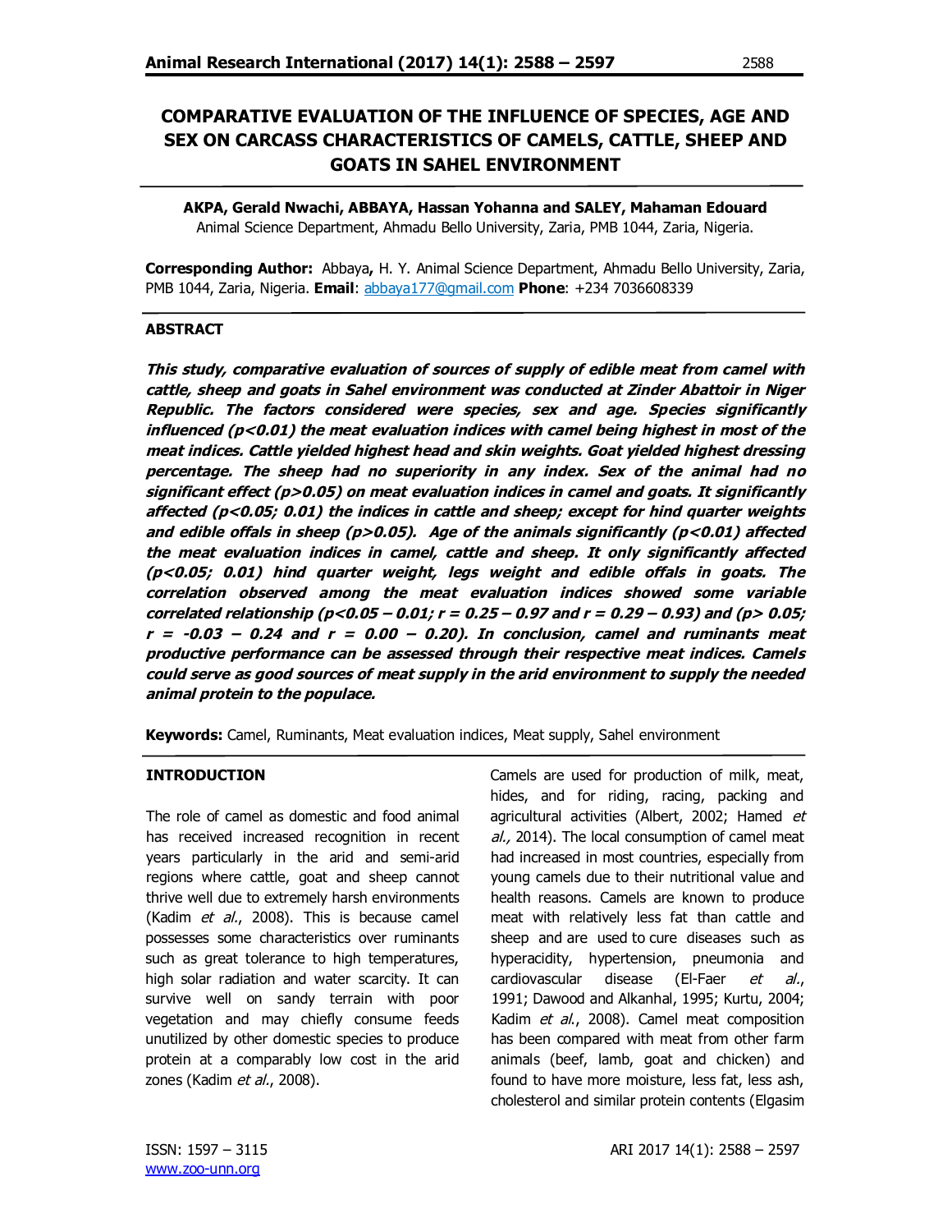# COMPARATIVE EVALUATION OF THE INFLUENCE OF SPECIES, AGE AND SEX ON CARCASS CHARACTERISTICS OF CAMELS, CATTLE, SHEEP AND GOATS IN SAHEL ENVIRONMENT

**AKPA, Gerald Nwachi, ABBAYA, Hassan Yohanna and SALEY, Mahaman Edouard**
Animal Science Department, Ahmadu Bello University, Zaria, PMB 1044, Zaria, Nigeria.

**Corresponding Author:** Abbaya**,** H. Y. Animal Science Department, Ahmadu Bello University, Zaria, PMB 1044, Zaria, Nigeria. **Email**: abbaya177@gmail.com **Phone**: +234 7036608339

## ABSTRACT

***This study, comparative evaluation of sources of supply of edible meat from camel with cattle, sheep and goats in Sahel environment was conducted at Zinder Abattoir in Niger Republic. The factors considered were species, sex and age. Species significantly influenced ($p<0.01$) the meat evaluation indices with camel being highest in most of the meat indices. Cattle yielded highest head and skin weights. Goat yielded highest dressing percentage. The sheep had no superiority in any index. Sex of the animal had no significant effect ($p>0.05$) on meat evaluation indices in camel and goats. It significantly affected ($p<0.05$; 0.01) the indices in cattle and sheep; except for hind quarter weights and edible offals in sheep ($p>0.05$). Age of the animals significantly ($p<0.01$) affected the meat evaluation indices in camel, cattle and sheep. It only significantly affected ($p<0.05$; 0.01) hind quarter weight, legs weight and edible offals in goats. The correlation observed among the meat evaluation indices showed some variable correlated relationship ($p<0.05 – 0.01$; $r = 0.25 – 0.97$ and $r = 0.29 – 0.93$) and ($p> 0.05$; $r = -0.03 – 0.24$ and $r = 0.00 – 0.20$). In conclusion, camel and ruminants meat productive performance can be assessed through their respective meat indices. Camels could serve as good sources of meat supply in the arid environment to supply the needed animal protein to the populace.***

**Keywords:** Camel, Ruminants, Meat evaluation indices, Meat supply, Sahel environment

## INTRODUCTION

The role of camel as domestic and food animal has received increased recognition in recent years particularly in the arid and semi-arid regions where cattle, goat and sheep cannot thrive well due to extremely harsh environments (Kadim *et al*., 2008). This is because camel possesses some characteristics over ruminants such as great tolerance to high temperatures, high solar radiation and water scarcity. It can survive well on sandy terrain with poor vegetation and may chiefly consume feeds unutilized by other domestic species to produce protein at a comparably low cost in the arid zones (Kadim *et al*., 2008).

Camels are used for production of milk, meat, hides, and for riding, racing, packing and agricultural activities (Albert, 2002; Hamed *et al.,* 2014). The local consumption of camel meat had increased in most countries, especially from young camels due to their nutritional value and health reasons. Camels are known to produce meat with relatively less fat than cattle and sheep and are used to cure diseases such as hyperacidity, hypertension, pneumonia and cardiovascular disease (El-Faer *et al*., 1991; Dawood and Alkanhal, 1995; Kurtu, 2004; Kadim *et al*., 2008). Camel meat composition has been compared with meat from other farm animals (beef, lamb, goat and chicken) and found to have more moisture, less fat, less ash, cholesterol and similar protein contents (Elgasim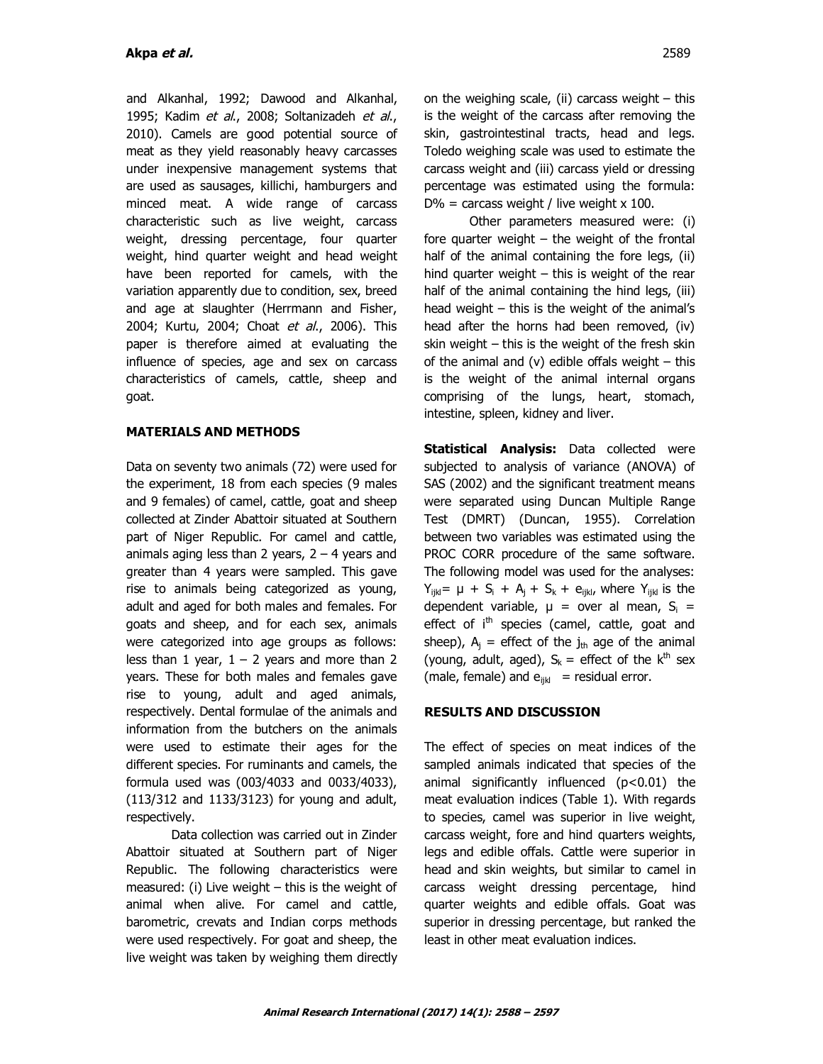and Alkanhal, 1992; Dawood and Alkanhal, 1995; Kadim *et al.*, 2008; Soltanizadeh *et al.*, 2010). Camels are good potential source of meat as they yield reasonably heavy carcasses under inexpensive management systems that are used as sausages, killichi, hamburgers and minced meat. A wide range of carcass characteristic such as live weight, carcass weight, dressing percentage, four quarter weight, hind quarter weight and head weight have been reported for camels, with the variation apparently due to condition, sex, breed and age at slaughter (Herrmann and Fisher, 2004; Kurtu, 2004; Choat *et al.*, 2006). This paper is therefore aimed at evaluating the influence of species, age and sex on carcass characteristics of camels, cattle, sheep and goat.

## MATERIALS AND METHODS

Data on seventy two animals (72) were used for the experiment, 18 from each species (9 males and 9 females) of camel, cattle, goat and sheep collected at Zinder Abattoir situated at Southern part of Niger Republic. For camel and cattle, animals aging less than 2 years, 2 – 4 years and greater than 4 years were sampled. This gave rise to animals being categorized as young, adult and aged for both males and females. For goats and sheep, and for each sex, animals were categorized into age groups as follows: less than 1 year, 1 – 2 years and more than 2 years. These for both males and females gave rise to young, adult and aged animals, respectively. Dental formulae of the animals and information from the butchers on the animals were used to estimate their ages for the different species. For ruminants and camels, the formula used was (003/4033 and 0033/4033), (113/312 and 1133/3123) for young and adult, respectively.

Data collection was carried out in Zinder Abattoir situated at Southern part of Niger Republic. The following characteristics were measured: (i) Live weight – this is the weight of animal when alive. For camel and cattle, barometric, crevats and Indian corps methods were used respectively. For goat and sheep, the live weight was taken by weighing them directly on the weighing scale, (ii) carcass weight – this is the weight of the carcass after removing the skin, gastrointestinal tracts, head and legs. Toledo weighing scale was used to estimate the carcass weight and (iii) carcass yield or dressing percentage was estimated using the formula: D% = carcass weight / live weight x 100.

Other parameters measured were: (i) fore quarter weight – the weight of the frontal half of the animal containing the fore legs, (ii) hind quarter weight – this is weight of the rear half of the animal containing the hind legs, (iii) head weight – this is the weight of the animal's head after the horns had been removed, (iv) skin weight – this is the weight of the fresh skin of the animal and (v) edible offals weight – this is the weight of the animal internal organs comprising of the lungs, heart, stomach, intestine, spleen, kidney and liver.

**Statistical Analysis:** Data collected were subjected to analysis of variance (ANOVA) of SAS (2002) and the significant treatment means were separated using Duncan Multiple Range Test (DMRT) (Duncan, 1955). Correlation between two variables was estimated using the PROC CORR procedure of the same software. The following model was used for the analyses: $Y_{ijkl} = \mu + S_i + A_j + S_k + e_{ijkl}$, where $Y_{ijkl}$ is the dependent variable, $\mu$ = over al mean, $S_i$ = effect of $i^{th}$ species (camel, cattle, goat and sheep), $A_j$ = effect of the $j_{th}$ age of the animal (young, adult, aged), $S_k$ = effect of the $k^{th}$ sex (male, female) and $e_{ijkl}$ = residual error.

## RESULTS AND DISCUSSION

The effect of species on meat indices of the sampled animals indicated that species of the animal significantly influenced ($p<0.01$) the meat evaluation indices (Table 1). With regards to species, camel was superior in live weight, carcass weight, fore and hind quarters weights, legs and edible offals. Cattle were superior in head and skin weights, but similar to camel in carcass weight dressing percentage, hind quarter weights and edible offals. Goat was superior in dressing percentage, but ranked the least in other meat evaluation indices.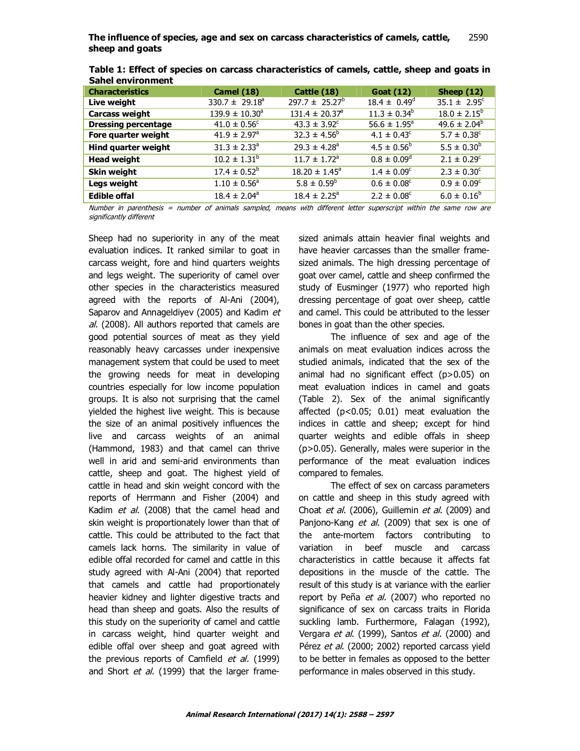**Table 1: Effect of species on carcass characteristics of camels, cattle, sheep and goats in Sahel environment**

| Characteristics | Camel (18) | Cattle (18) | Goat (12) | Sheep (12) |
|---|---|---|---|---|
| **Live weight** | $330.7 \pm 29.18^{a}$ | $297.7 \pm 25.27^{b}$ | $18.4 \pm 0.49^{d}$ | $35.1 \pm 2.95^{c}$ |
| **Carcass weight** | $139.9 \pm 10.30^{a}$ | $131.4 \pm 20.37^{a}$ | $11.3 \pm 0.34^{b}$ | $18.0 \pm 2.15^{b}$ |
| **Dressing percentage** | $41.0 \pm 0.56^{c}$ | $43.3 \pm 3.92^{c}$ | $56.6 \pm 1.95^{a}$ | $49.6 \pm 2.04^{b}$ |
| **Fore quarter weight** | $41.9 \pm 2.97^{a}$ | $32.3 \pm 4.56^{b}$ | $4.1 \pm 0.43^{c}$ | $5.7 \pm 0.38^{c}$ |
| **Hind quarter weight** | $31.3 \pm 2.33^{a}$ | $29.3 \pm 4.28^{a}$ | $4.5 \pm 0.56^{b}$ | $5.5 \pm 0.30^{b}$ |
| **Head weight** | $10.2 \pm 1.31^{b}$ | $11.7 \pm 1.72^{a}$ | $0.8 \pm 0.09^{d}$ | $2.1 \pm 0.29^{c}$ |
| **Skin weight** | $17.4 \pm 0.52^{b}$ | $18.20 \pm 1.45^{a}$ | $1.4 \pm 0.09^{c}$ | $2.3 \pm 0.30^{c}$ |
| **Legs weight** | $1.10 \pm 0.56^{a}$ | $5.8 \pm 0.59^{b}$ | $0.6 \pm 0.08^{c}$ | $0.9 \pm 0.09^{c}$ |
| **Edible offal** | $18.4 \pm 2.04^{a}$ | $18.4 \pm 2.25^{a}$ | $2.2 \pm 0.08^{c}$ | $6.0 \pm 0.16^{b}$ |

*Number in parenthesis = number of animals sampled, means with different letter superscript within the same row are significantly different*

Sheep had no superiority in any of the meat evaluation indices. It ranked similar to goat in carcass weight, fore and hind quarters weights and legs weight. The superiority of camel over other species in the characteristics measured agreed with the reports of Al-Ani (2004), Saparov and Annageldiyev (2005) and Kadim *et al.* (2008). All authors reported that camels are good potential sources of meat as they yield reasonably heavy carcasses under inexpensive management system that could be used to meet the growing needs for meat in developing countries especially for low income population groups. It is also not surprising that the camel yielded the highest live weight. This is because the size of an animal positively influences the live and carcass weights of an animal (Hammond, 1983) and that camel can thrive well in arid and semi-arid environments than cattle, sheep and goat. The highest yield of cattle in head and skin weight concord with the reports of Herrmann and Fisher (2004) and Kadim *et al.* (2008) that the camel head and skin weight is proportionately lower than that of cattle. This could be attributed to the fact that camels lack horns. The similarity in value of edible offal recorded for camel and cattle in this study agreed with Al-Ani (2004) that reported that camels and cattle had proportionately heavier kidney and lighter digestive tracts and head than sheep and goats. Also the results of this study on the superiority of camel and cattle in carcass weight, hind quarter weight and edible offal over sheep and goat agreed with the previous reports of Camfield *et al.* (1999) and Short *et al.* (1999) that the larger frame-sized animals attain heavier final weights and have heavier carcasses than the smaller frame-sized animals. The high dressing percentage of goat over camel, cattle and sheep confirmed the study of Eusminger (1977) who reported high dressing percentage of goat over sheep, cattle and camel. This could be attributed to the lesser bones in goat than the other species.

The influence of sex and age of the animals on meat evaluation indices across the studied animals, indicated that the sex of the animal had no significant effect ($p>0.05$) on meat evaluation indices in camel and goats (Table 2). Sex of the animal significantly affected ($p<0.05$; 0.01) meat evaluation the indices in cattle and sheep; except for hind quarter weights and edible offals in sheep ($p>0.05$). Generally, males were superior in the performance of the meat evaluation indices compared to females.

The effect of sex on carcass parameters on cattle and sheep in this study agreed with Choat *et al*. (2006), Guillemin *et al*. (2009) and Panjono-Kang *et al*. (2009) that sex is one of the ante-mortem factors contributing to variation in beef muscle and carcass characteristics in cattle because it affects fat depositions in the muscle of the cattle. The result of this study is at variance with the earlier report by Peña *et al.* (2007) who reported no significance of sex on carcass traits in Florida suckling lamb. Furthermore, Falagan (1992), Vergara *et al*. (1999), Santos *et al*. (2000) and Pérez *et al*. (2000; 2002) reported carcass yield to be better in females as opposed to the better performance in males observed in this study.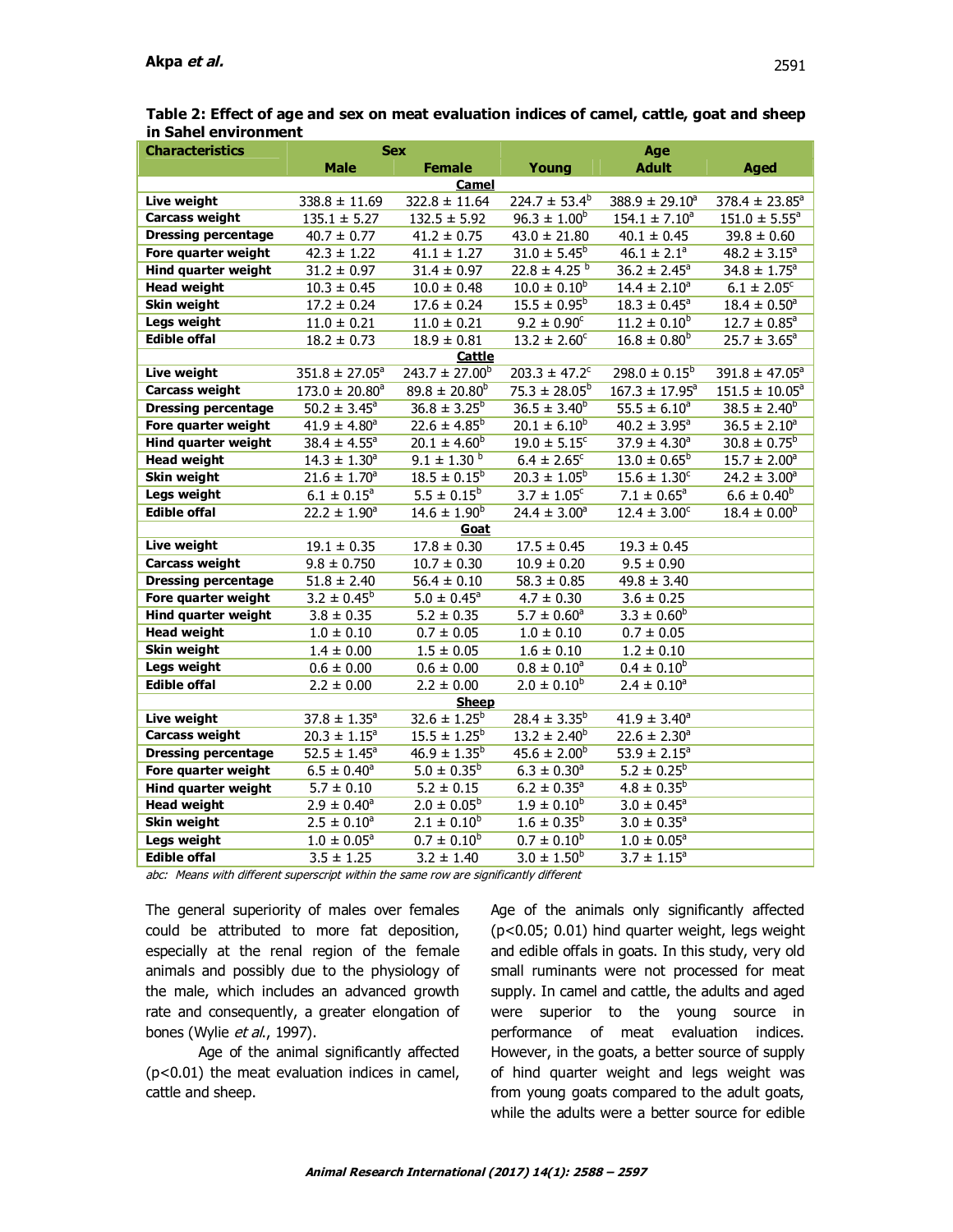**Table 2: Effect of age and sex on meat evaluation indices of camel, cattle, goat and sheep in Sahel environment**

| Characteristics | Sex | | Age | | |
|---|---|---|---|---|---|
| | Male | Female | Young | Adult | Aged |
| | | | **Camel** | | |
| Live weight | 338.8 ± 11.69 | 322.8 ± 11.64 | 224.7 ± 53.4[b] | 388.9 ± 29.10[a] | 378.4 ± 23.85[a] |
| Carcass weight | 135.1 ± 5.27 | 132.5 ± 5.92 | 96.3 ± 1.00[b] | 154.1 ± 7.10[a] | 151.0 ± 5.55[a] |
| Dressing percentage | 40.7 ± 0.77 | 41.2 ± 0.75 | 43.0 ± 21.80 | 40.1 ± 0.45 | 39.8 ± 0.60 |
| Fore quarter weight | 42.3 ± 1.22 | 41.1 ± 1.27 | 31.0 ± 5.45[b] | 46.1 ± 2.1[a] | 48.2 ± 3.15[a] |
| Hind quarter weight | 31.2 ± 0.97 | 31.4 ± 0.97 | 22.8 ± 4.25[b] | 36.2 ± 2.45[a] | 34.8 ± 1.75[a] |
| Head weight | 10.3 ± 0.45 | 10.0 ± 0.48 | 10.0 ± 0.10[b] | 14.4 ± 2.10[a] | 6.1 ± 2.05[c] |
| Skin weight | 17.2 ± 0.24 | 17.6 ± 0.24 | 15.5 ± 0.95[b] | 18.3 ± 0.45[a] | 18.4 ± 0.50[a] |
| Legs weight | 11.0 ± 0.21 | 11.0 ± 0.21 | 9.2 ± 0.90[c] | 11.2 ± 0.10[b] | 12.7 ± 0.85[a] |
| Edible offal | 18.2 ± 0.73 | 18.9 ± 0.81 | 13.2 ± 2.60[c] | 16.8 ± 0.80[b] | 25.7 ± 3.65[a] |
| | | | **Cattle** | | |
| Live weight | 351.8 ± 27.05[a] | 243.7 ± 27.00[b] | 203.3 ± 47.2[c] | 298.0 ± 0.15[b] | 391.8 ± 47.05[a] |
| Carcass weight | 173.0 ± 20.80[a] | 89.8 ± 20.80[b] | 75.3 ± 28.05[b] | 167.3 ± 17.95[a] | 151.5 ± 10.05[a] |
| Dressing percentage | 50.2 ± 3.45[a] | 36.8 ± 3.25[b] | 36.5 ± 3.40[b] | 55.5 ± 6.10[a] | 38.5 ± 2.40[b] |
| Fore quarter weight | 41.9 ± 4.80[a] | 22.6 ± 4.85[b] | 20.1 ± 6.10[b] | 40.2 ± 3.95[a] | 36.5 ± 2.10[a] |
| Hind quarter weight | 38.4 ± 4.55[a] | 20.1 ± 4.60[b] | 19.0 ± 5.15[c] | 37.9 ± 4.30[a] | 30.8 ± 0.75[b] |
| Head weight | 14.3 ± 1.30[a] | 9.1 ± 1.30[b] | 6.4 ± 2.65[c] | 13.0 ± 0.65[b] | 15.7 ± 2.00[a] |
| Skin weight | 21.6 ± 1.70[a] | 18.5 ± 0.15[b] | 20.3 ± 1.05[b] | 15.6 ± 1.30[c] | 24.2 ± 3.00[a] |
| Legs weight | 6.1 ± 0.15[a] | 5.5 ± 0.15[b] | 3.7 ± 1.05[c] | 7.1 ± 0.65[a] | 6.6 ± 0.40[b] |
| Edible offal | 22.2 ± 1.90[a] | 14.6 ± 1.90[b] | 24.4 ± 3.00[a] | 12.4 ± 3.00[c] | 18.4 ± 0.00[b] |
| | | | **Goat** | | |
| Live weight | 19.1 ± 0.35 | 17.8 ± 0.30 | 17.5 ± 0.45 | 19.3 ± 0.45 | |
| Carcass weight | 9.8 ± 0.750 | 10.7 ± 0.30 | 10.9 ± 0.20 | 9.5 ± 0.90 | |
| Dressing percentage | 51.8 ± 2.40 | 56.4 ± 0.10 | 58.3 ± 0.85 | 49.8 ± 3.40 | |
| Fore quarter weight | 3.2 ± 0.45[b] | 5.0 ± 0.45[a] | 4.7 ± 0.30 | 3.6 ± 0.25 | |
| Hind quarter weight | 3.8 ± 0.35 | 5.2 ± 0.35 | 5.7 ± 0.60[a] | 3.3 ± 0.60[b] | |
| Head weight | 1.0 ± 0.10 | 0.7 ± 0.05 | 1.0 ± 0.10 | 0.7 ± 0.05 | |
| Skin weight | 1.4 ± 0.00 | 1.5 ± 0.05 | 1.6 ± 0.10 | 1.2 ± 0.10 | |
| Legs weight | 0.6 ± 0.00 | 0.6 ± 0.00 | 0.8 ± 0.10[a] | 0.4 ± 0.10[b] | |
| Edible offal | 2.2 ± 0.00 | 2.2 ± 0.00 | 2.0 ± 0.10[b] | 2.4 ± 0.10[a] | |
| | | | **Sheep** | | |
| Live weight | 37.8 ± 1.35[a] | 32.6 ± 1.25[b] | 28.4 ± 3.35[b] | 41.9 ± 3.40[a] | |
| Carcass weight | 20.3 ± 1.15[a] | 15.5 ± 1.25[b] | 13.2 ± 2.40[b] | 22.6 ± 2.30[a] | |
| Dressing percentage | 52.5 ± 1.45[a] | 46.9 ± 1.35[b] | 45.6 ± 2.00[b] | 53.9 ± 2.15[a] | |
| Fore quarter weight | 6.5 ± 0.40[a] | 5.0 ± 0.35[b] | 6.3 ± 0.30[a] | 5.2 ± 0.25[b] | |
| Hind quarter weight | 5.7 ± 0.10 | 5.2 ± 0.15 | 6.2 ± 0.35[a] | 4.8 ± 0.35[b] | |
| Head weight | 2.9 ± 0.40[a] | 2.0 ± 0.05[b] | 1.9 ± 0.10[b] | 3.0 ± 0.45[a] | |
| Skin weight | 2.5 ± 0.10[a] | 2.1 ± 0.10[b] | 1.6 ± 0.35[b] | 3.0 ± 0.35[a] | |
| Legs weight | 1.0 ± 0.05[a] | 0.7 ± 0.10[b] | 0.7 ± 0.10[b] | 1.0 ± 0.05[a] | |
| Edible offal | 3.5 ± 1.25 | 3.2 ± 1.40 | 3.0 ± 1.50[b] | 3.7 ± 1.15[a] | |

*abc: Means with different superscript within the same row are significantly different*

The general superiority of males over females could be attributed to more fat deposition, especially at the renal region of the female animals and possibly due to the physiology of the male, which includes an advanced growth rate and consequently, a greater elongation of bones (Wylie *et al*., 1997).

Age of the animal significantly affected ($p<0.01$) the meat evaluation indices in camel, cattle and sheep.

Age of the animals only significantly affected ($p<0.05$; 0.01) hind quarter weight, legs weight and edible offals in goats. In this study, very old small ruminants were not processed for meat supply. In camel and cattle, the adults and aged were superior to the young source in performance of meat evaluation indices. However, in the goats, a better source of supply of hind quarter weight and legs weight was from young goats compared to the adult goats, while the adults were a better source for edible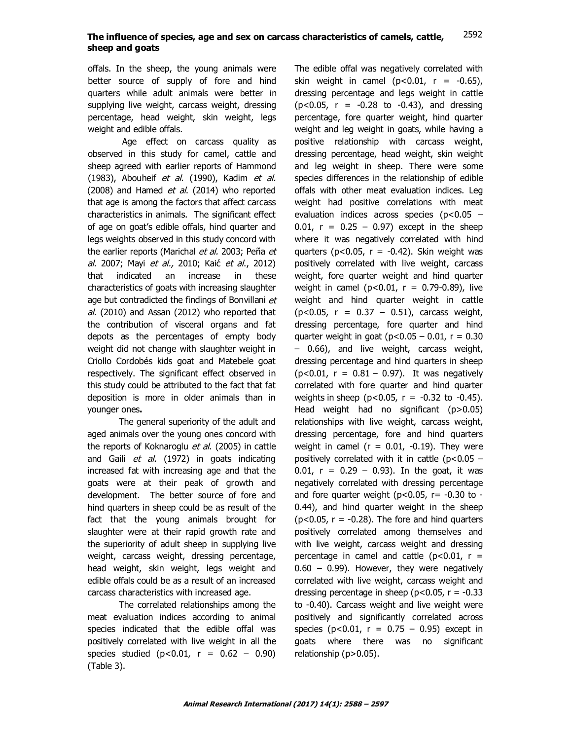offals. In the sheep, the young animals were better source of supply of fore and hind quarters while adult animals were better in supplying live weight, carcass weight, dressing percentage, head weight, skin weight, legs weight and edible offals.

Age effect on carcass quality as observed in this study for camel, cattle and sheep agreed with earlier reports of Hammond (1983), Abouheif *et al*. (1990), Kadim *et al.* (2008) and Hamed *et al*. (2014) who reported that age is among the factors that affect carcass characteristics in animals. The significant effect of age on goat's edible offals, hind quarter and legs weights observed in this study concord with the earlier reports (Marichal *et al.* 2003; Peña *et al.* 2007; Mayi *et al.,* 2010; Kaić *et al*., 2012) that indicated an increase in these characteristics of goats with increasing slaughter age but contradicted the findings of Bonvillani *et al.* (2010) and Assan (2012) who reported that the contribution of visceral organs and fat depots as the percentages of empty body weight did not change with slaughter weight in Criollo Cordobés kids goat and Matebele goat respectively. The significant effect observed in this study could be attributed to the fact that fat deposition is more in older animals than in younger ones**.**

The general superiority of the adult and aged animals over the young ones concord with the reports of Koknaroglu *et al*. (2005) in cattle and Gaili *et al.* (1972) in goats indicating increased fat with increasing age and that the goats were at their peak of growth and development. The better source of fore and hind quarters in sheep could be as result of the fact that the young animals brought for slaughter were at their rapid growth rate and the superiority of adult sheep in supplying live weight, carcass weight, dressing percentage, head weight, skin weight, legs weight and edible offals could be as a result of an increased carcass characteristics with increased age.

The correlated relationships among the meat evaluation indices according to animal species indicated that the edible offal was positively correlated with live weight in all the species studied ($p<0.01$, $r = 0.62 - 0.90$) (Table 3). The edible offal was negatively correlated with skin weight in camel ($p<0.01$, $r = -0.65$), dressing percentage and legs weight in cattle ($p<0.05$, $r = -0.28$ to $-0.43$), and dressing percentage, fore quarter weight, hind quarter weight and leg weight in goats, while having a positive relationship with carcass weight, dressing percentage, head weight, skin weight and leg weight in sheep. There were some species differences in the relationship of edible offals with other meat evaluation indices. Leg weight had positive correlations with meat evaluation indices across species ($p<0.05 - 0.01$, $r = 0.25 - 0.97$) except in the sheep where it was negatively correlated with hind quarters ($p<0.05$, $r = -0.42$). Skin weight was positively correlated with live weight, carcass weight, fore quarter weight and hind quarter weight in camel ($p<0.01$, $r = 0.79$-$0.89$), live weight and hind quarter weight in cattle ($p<0.05$, $r = 0.37 - 0.51$), carcass weight, dressing percentage, fore quarter and hind quarter weight in goat ($p<0.05 - 0.01$, $r = 0.30 - 0.66$), and live weight, carcass weight, dressing percentage and hind quarters in sheep ($p<0.01$, $r = 0.81 - 0.97$). It was negatively correlated with fore quarter and hind quarter weights in sheep ($p<0.05$, $r = -0.32$ to $-0.45$). Head weight had no significant ($p>0.05$) relationships with live weight, carcass weight, dressing percentage, fore and hind quarters weight in camel ($r = 0.01$, $-0.19$). They were positively correlated with it in cattle ($p<0.05 - 0.01$, $r = 0.29 - 0.93$). In the goat, it was negatively correlated with dressing percentage and fore quarter weight ($p<0.05$, $r= -0.30$ to $-0.44$), and hind quarter weight in the sheep ($p<0.05$, $r = -0.28$). The fore and hind quarters positively correlated among themselves and with live weight, carcass weight and dressing percentage in camel and cattle ($p<0.01$, $r = 0.60 - 0.99$). However, they were negatively correlated with live weight, carcass weight and dressing percentage in sheep ($p<0.05$, $r = -0.33$ to $-0.40$). Carcass weight and live weight were positively and significantly correlated across species ($p<0.01$, $r = 0.75 - 0.95$) except in goats where there was no significant relationship ($p>0.05$).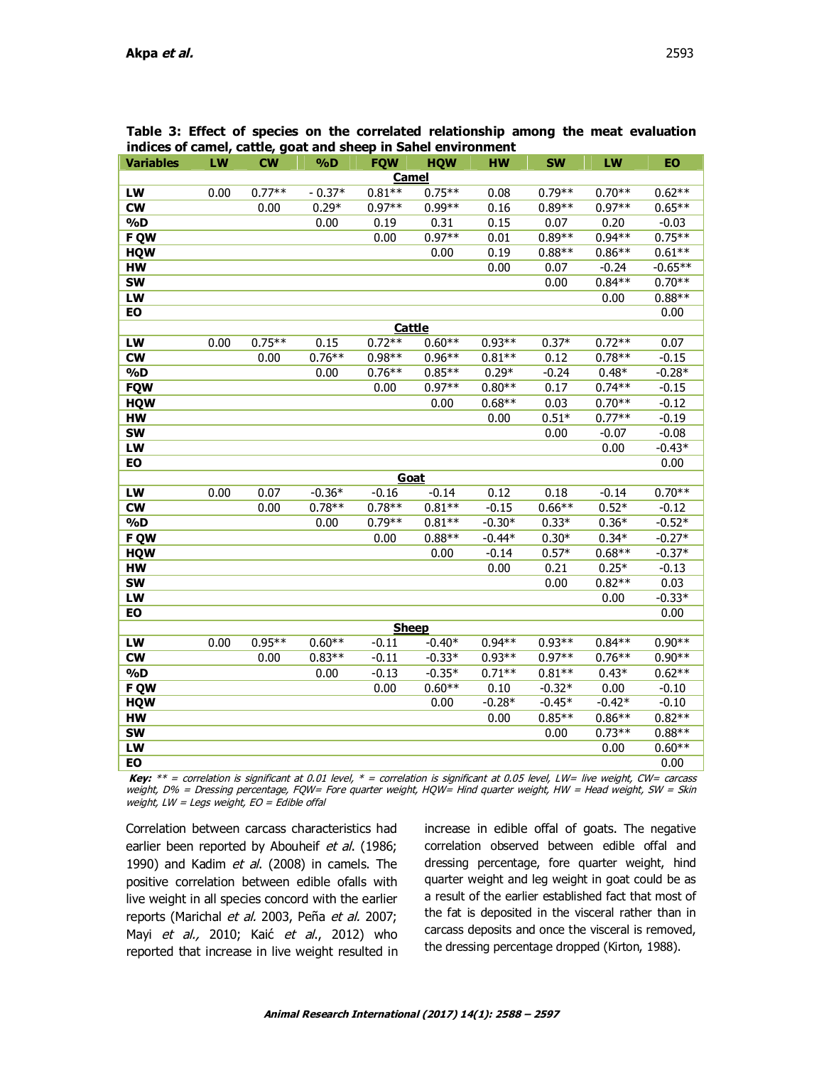**Table 3: Effect of species on the correlated relationship among the meat evaluation indices of camel, cattle, goat and sheep in Sahel environment**

| Variables | LW | CW | %D | FQW | HQW | HW | SW | LW | EO |
|---|---|---|---|---|---|---|---|---|---|
| | | | | | **Camel** | | | | |
| **LW** | 0.00 | 0.77** | - 0.37* | 0.81** | 0.75** | 0.08 | 0.79** | 0.70** | 0.62** |
| **CW** | | 0.00 | 0.29* | 0.97** | 0.99** | 0.16 | 0.89** | 0.97** | 0.65** |
| **%D** | | | 0.00 | 0.19 | 0.31 | 0.15 | 0.07 | 0.20 | -0.03 |
| **F QW** | | | | 0.00 | 0.97** | 0.01 | 0.89** | 0.94** | 0.75** |
| **HQW** | | | | | 0.00 | 0.19 | 0.88** | 0.86** | 0.61** |
| **HW** | | | | | | 0.00 | 0.07 | -0.24 | -0.65** |
| **SW** | | | | | | | 0.00 | 0.84** | 0.70** |
| **LW** | | | | | | | | 0.00 | 0.88** |
| **EO** | | | | | | | | | 0.00 |
| | | | | | **Cattle** | | | | |
| **LW** | 0.00 | 0.75** | 0.15 | 0.72** | 0.60** | 0.93** | 0.37* | 0.72** | 0.07 |
| **CW** | | 0.00 | 0.76** | 0.98** | 0.96** | 0.81** | 0.12 | 0.78** | -0.15 |
| **%D** | | | 0.00 | 0.76** | 0.85** | 0.29* | -0.24 | 0.48* | -0.28* |
| **FQW** | | | | 0.00 | 0.97** | 0.80** | 0.17 | 0.74** | -0.15 |
| **HQW** | | | | | 0.00 | 0.68** | 0.03 | 0.70** | -0.12 |
| **HW** | | | | | | 0.00 | 0.51* | 0.77** | -0.19 |
| **SW** | | | | | | | 0.00 | -0.07 | -0.08 |
| **LW** | | | | | | | | 0.00 | -0.43* |
| **EO** | | | | | | | | | 0.00 |
| | | | | | **Goat** | | | | |
| **LW** | 0.00 | 0.07 | -0.36* | -0.16 | -0.14 | 0.12 | 0.18 | -0.14 | 0.70** |
| **CW** | | 0.00 | 0.78** | 0.78** | 0.81** | -0.15 | 0.66** | 0.52* | -0.12 |
| **%D** | | | 0.00 | 0.79** | 0.81** | -0.30* | 0.33* | 0.36* | -0.52* |
| **F QW** | | | | 0.00 | 0.88** | -0.44* | 0.30* | 0.34* | -0.27* |
| **HQW** | | | | | 0.00 | -0.14 | 0.57* | 0.68** | -0.37* |
| **HW** | | | | | | 0.00 | 0.21 | 0.25* | -0.13 |
| **SW** | | | | | | | 0.00 | 0.82** | 0.03 |
| **LW** | | | | | | | | 0.00 | -0.33* |
| **EO** | | | | | | | | | 0.00 |
| | | | | | **Sheep** | | | | |
| **LW** | 0.00 | 0.95** | 0.60** | -0.11 | -0.40* | 0.94** | 0.93** | 0.84** | 0.90** |
| **CW** | | 0.00 | 0.83** | -0.11 | -0.33* | 0.93** | 0.97** | 0.76** | 0.90** |
| **%D** | | | 0.00 | -0.13 | -0.35* | 0.71** | 0.81** | 0.43* | 0.62** |
| **F QW** | | | | 0.00 | 0.60** | 0.10 | -0.32* | 0.00 | -0.10 |
| **HQW** | | | | | 0.00 | -0.28* | -0.45* | -0.42* | -0.10 |
| **HW** | | | | | | 0.00 | 0.85** | 0.86** | 0.82** |
| **SW** | | | | | | | 0.00 | 0.73** | 0.88** |
| **LW** | | | | | | | | 0.00 | 0.60** |
| **EO** | | | | | | | | | 0.00 |

***Key:*** *** = correlation is significant at 0.01 level, * = correlation is significant at 0.05 level, LW= live weight, CW= carcass weight, D% = Dressing percentage, FQW= Fore quarter weight, HQW= Hind quarter weight, HW = Head weight, SW = Skin weight, LW = Legs weight, EO = Edible offal*

Correlation between carcass characteristics had earlier been reported by Abouheif *et al*. (1986; 1990) and Kadim *et al*. (2008) in camels. The positive correlation between edible ofalls with live weight in all species concord with the earlier reports (Marichal *et al.* 2003, Peña *et al.* 2007; Mayi *et al.,* 2010; Kaić *et al*., 2012) who reported that increase in live weight resulted in increase in edible offal of goats. The negative correlation observed between edible offal and dressing percentage, fore quarter weight, hind quarter weight and leg weight in goat could be as a result of the earlier established fact that most of the fat is deposited in the visceral rather than in carcass deposits and once the visceral is removed, the dressing percentage dropped (Kirton, 1988).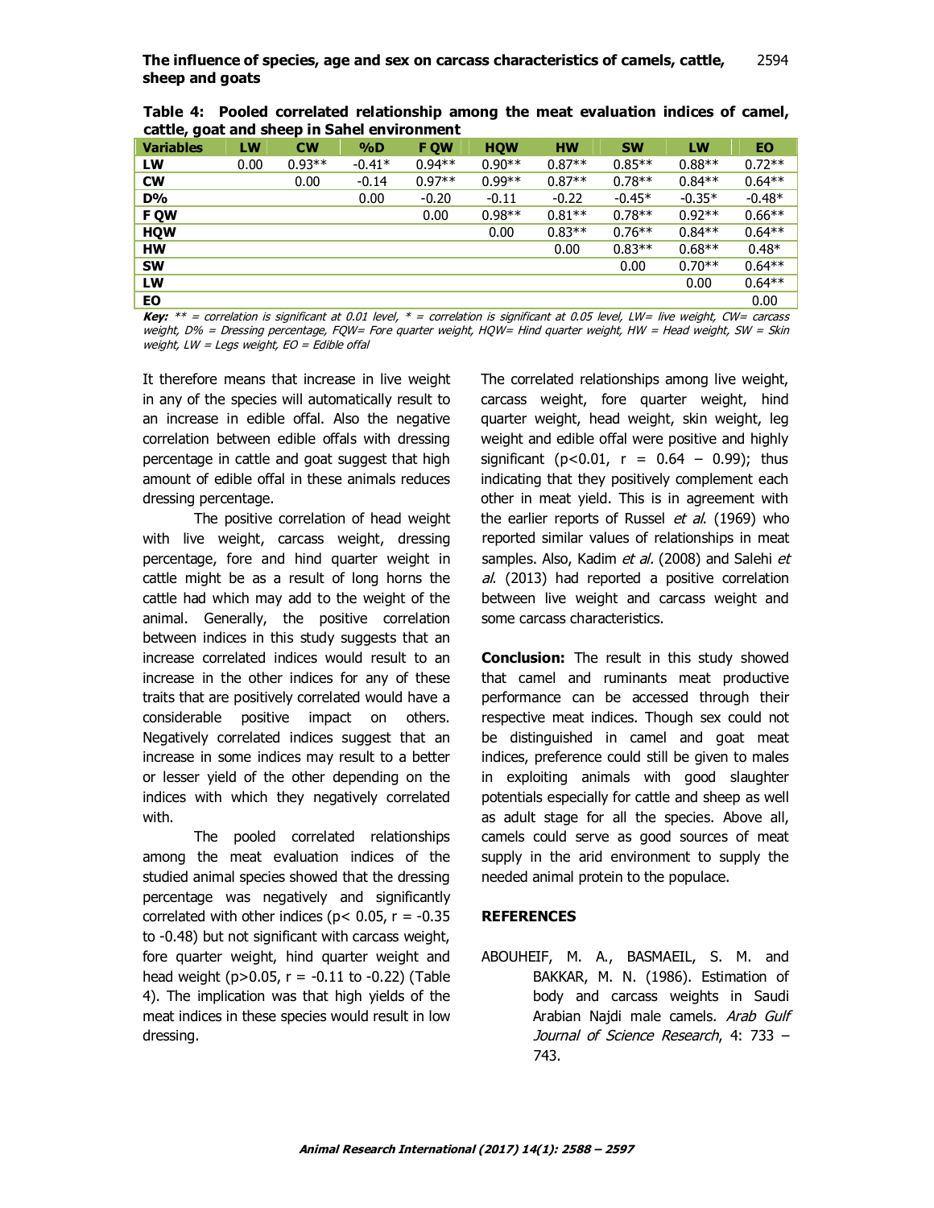**Table 4: Pooled correlated relationship among the meat evaluation indices of camel, cattle, goat and sheep in Sahel environment**

| Variables | LW | CW | %D | F QW | HQW | HW | SW | LW | EO |
|---|---|---|---|---|---|---|---|---|---|
| LW | 0.00 | 0.93** | -0.41* | 0.94** | 0.90** | 0.87** | 0.85** | 0.88** | 0.72** |
| CW | | 0.00 | -0.14 | 0.97** | 0.99** | 0.87** | 0.78** | 0.84** | 0.64** |
| D% | | | 0.00 | -0.20 | -0.11 | -0.22 | -0.45* | -0.35* | -0.48* |
| F QW | | | | 0.00 | 0.98** | 0.81** | 0.78** | 0.92** | 0.66** |
| HQW | | | | | 0.00 | 0.83** | 0.76** | 0.84** | 0.64** |
| HW | | | | | | 0.00 | 0.83** | 0.68** | 0.48* |
| SW | | | | | | | 0.00 | 0.70** | 0.64** |
| LW | | | | | | | | 0.00 | 0.64** |
| EO | | | | | | | | | 0.00 |

***Key:*** *** = correlation is significant at 0.01 level, * = correlation is significant at 0.05 level, LW= live weight, CW= carcass weight, D% = Dressing percentage, FQW= Fore quarter weight, HQW= Hind quarter weight, HW = Head weight, SW = Skin weight, LW = Legs weight, EO = Edible offal*

It therefore means that increase in live weight in any of the species will automatically result to an increase in edible offal. Also the negative correlation between edible offals with dressing percentage in cattle and goat suggest that high amount of edible offal in these animals reduces dressing percentage.

The positive correlation of head weight with live weight, carcass weight, dressing percentage, fore and hind quarter weight in cattle might be as a result of long horns the cattle had which may add to the weight of the animal. Generally, the positive correlation between indices in this study suggests that an increase correlated indices would result to an increase in the other indices for any of these traits that are positively correlated would have a considerable positive impact on others. Negatively correlated indices suggest that an increase in some indices may result to a better or lesser yield of the other depending on the indices with which they negatively correlated with.

The pooled correlated relationships among the meat evaluation indices of the studied animal species showed that the dressing percentage was negatively and significantly correlated with other indices ($p < 0.05$, $r = -0.35$ to $-0.48$) but not significant with carcass weight, fore quarter weight, hind quarter weight and head weight ($p > 0.05$, $r = -0.11$ to $-0.22$) (Table 4). The implication was that high yields of the meat indices in these species would result in low dressing.

The correlated relationships among live weight, carcass weight, fore quarter weight, hind quarter weight, head weight, skin weight, leg weight and edible offal were positive and highly significant ($p < 0.01$, $r = 0.64 - 0.99$); thus indicating that they positively complement each other in meat yield. This is in agreement with the earlier reports of Russel *et al*. (1969) who reported similar values of relationships in meat samples. Also, Kadim *et al*. (2008) and Salehi *et al*. (2013) had reported a positive correlation between live weight and carcass weight and some carcass characteristics.

**Conclusion:** The result in this study showed that camel and ruminants meat productive performance can be accessed through their respective meat indices. Though sex could not be distinguished in camel and goat meat indices, preference could still be given to males in exploiting animals with good slaughter potentials especially for cattle and sheep as well as adult stage for all the species. Above all, camels could serve as good sources of meat supply in the arid environment to supply the needed animal protein to the populace.

## REFERENCES

ABOUHEIF, M. A., BASMAEIL, S. M. and BAKKAR, M. N. (1986). Estimation of body and carcass weights in Saudi Arabian Najdi male camels. *Arab Gulf Journal of Science Research*, 4: 733 – 743.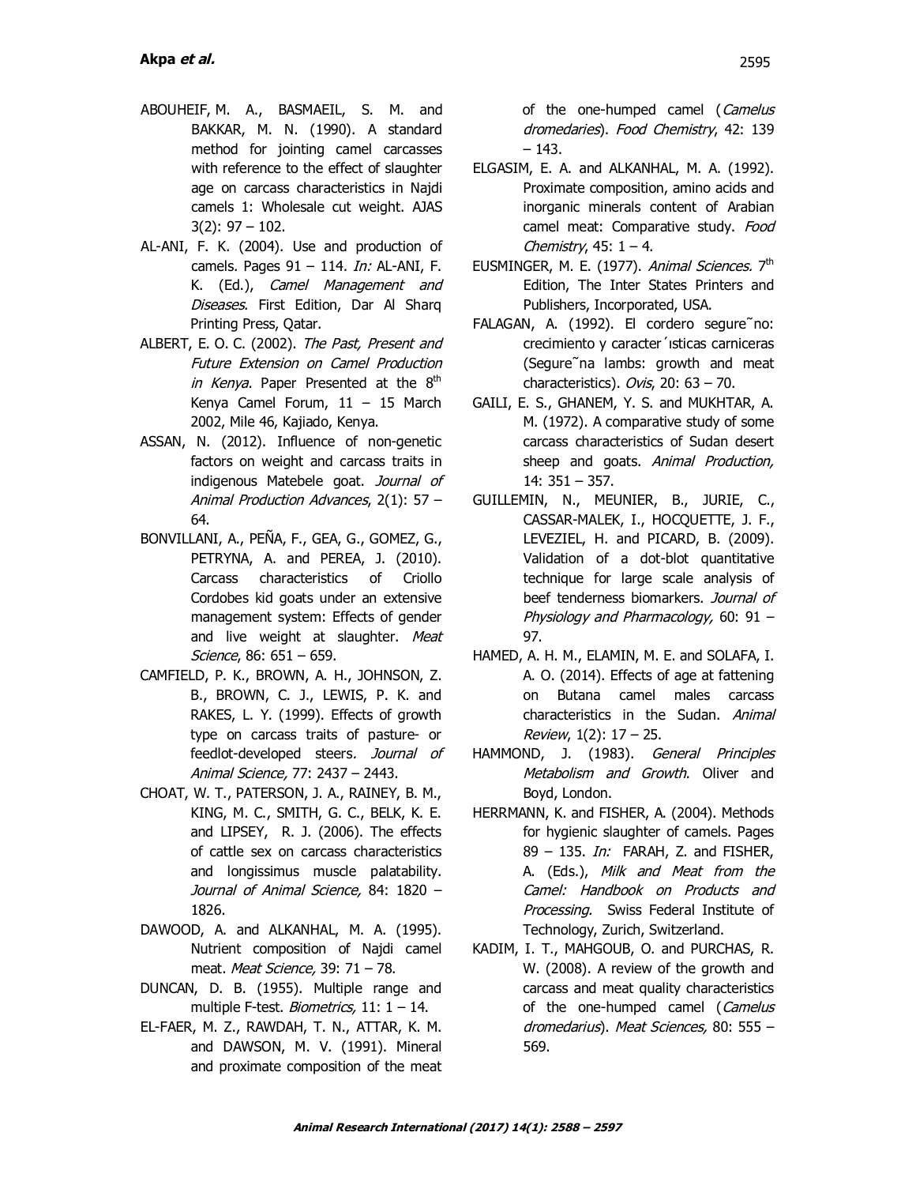ABOUHEIF, M. A., BASMAEIL, S. M. and BAKKAR, M. N. (1990). A standard method for jointing camel carcasses with reference to the effect of slaughter age on carcass characteristics in Najdi camels 1: Wholesale cut weight. AJAS 3(2): 97 – 102.

AL-ANI, F. K. (2004). Use and production of camels. Pages 91 – 114. *In:* AL-ANI, F. K. (Ed.), *Camel Management and Diseases*. First Edition, Dar Al Sharq Printing Press, Qatar.

ALBERT, E. O. C. (2002). *The Past, Present and Future Extension on Camel Production in Kenya.* Paper Presented at the 8th Kenya Camel Forum, 11 – 15 March 2002, Mile 46, Kajiado, Kenya.

ASSAN, N. (2012). Influence of non-genetic factors on weight and carcass traits in indigenous Matebele goat. *Journal of Animal Production Advances*, 2(1): 57 – 64.

BONVILLANI, A., PEÑA, F., GEA, G., GOMEZ, G., PETRYNA, A. and PEREA, J. (2010). Carcass characteristics of Criollo Cordobes kid goats under an extensive management system: Effects of gender and live weight at slaughter. *Meat Science*, 86: 651 – 659.

CAMFIELD, P. K., BROWN, A. H., JOHNSON, Z. B., BROWN, C. J., LEWIS, P. K. and RAKES, L. Y. (1999). Effects of growth type on carcass traits of pasture- or feedlot-developed steers. *Journal of Animal Science,* 77: 2437 – 2443.

CHOAT, W. T., PATERSON, J. A., RAINEY, B. M., KING, M. C., SMITH, G. C., BELK, K. E. and LIPSEY, R. J. (2006). The effects of cattle sex on carcass characteristics and longissimus muscle palatability. *Journal of Animal Science,* 84: 1820 – 1826.

DAWOOD, A. and ALKANHAL, M. A. (1995). Nutrient composition of Najdi camel meat. *Meat Science,* 39: 71 – 78.

DUNCAN, D. B. (1955). Multiple range and multiple F-test. *Biometrics,* 11: 1 – 14.

EL-FAER, M. Z., RAWDAH, T. N., ATTAR, K. M. and DAWSON, M. V. (1991). Mineral and proximate composition of the meat of the one-humped camel (*Camelus dromedaries*). *Food Chemistry*, 42: 139 – 143.

ELGASIM, E. A. and ALKANHAL, M. A. (1992). Proximate composition, amino acids and inorganic minerals content of Arabian camel meat: Comparative study. *Food Chemistry*, 45: 1 – 4.

EUSMINGER, M. E. (1977). *Animal Sciences.* 7th Edition, The Inter States Printers and Publishers, Incorporated, USA.

FALAGAN, A. (1992). El cordero segure˜no: crecimiento y caracter´ısticas carniceras (Segure˜na lambs: growth and meat characteristics). *Ovis*, 20: 63 – 70.

GAILI, E. S., GHANEM, Y. S. and MUKHTAR, A. M. (1972). A comparative study of some carcass characteristics of Sudan desert sheep and goats. *Animal Production,* 14: 351 – 357.

GUILLEMIN, N., MEUNIER, B., JURIE, C., CASSAR-MALEK, I., HOCQUETTE, J. F., LEVEZIEL, H. and PICARD, B. (2009). Validation of a dot-blot quantitative technique for large scale analysis of beef tenderness biomarkers. *Journal of Physiology and Pharmacology,* 60: 91 – 97.

HAMED, A. H. M., ELAMIN, M. E. and SOLAFA, I. A. O. (2014). Effects of age at fattening on Butana camel males carcass characteristics in the Sudan. *Animal Review*, 1(2): 17 – 25.

HAMMOND, J. (1983). *General Principles Metabolism and Growth*. Oliver and Boyd, London.

HERRMANN, K. and FISHER, A. (2004). Methods for hygienic slaughter of camels. Pages 89 – 135. *In:* FARAH, Z. and FISHER, A. (Eds.), *Milk and Meat from the Camel: Handbook on Products and Processing.* Swiss Federal Institute of Technology, Zurich, Switzerland.

KADIM, I. T., MAHGOUB, O. and PURCHAS, R. W. (2008). A review of the growth and carcass and meat quality characteristics of the one-humped camel (*Camelus dromedarius*). *Meat Sciences,* 80: 555 – 569.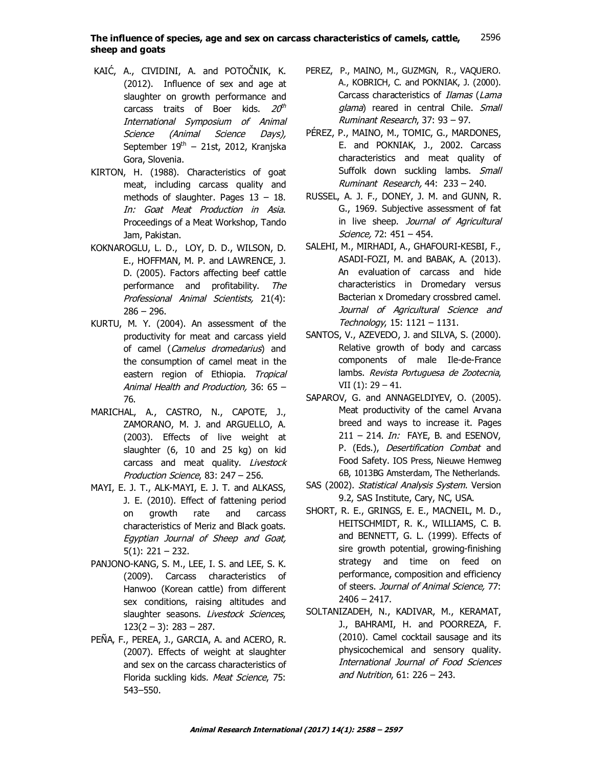KAIĆ, A., CIVIDINI, A. and POTOČNIK, K. (2012). Influence of sex and age at slaughter on growth performance and carcass traits of Boer kids. *20th International Symposium of Animal Science (Animal Science Days),* September 19th – 21st, 2012, Kranjska Gora, Slovenia.

KIRTON, H. (1988). Characteristics of goat meat, including carcass quality and methods of slaughter. Pages 13 – 18. *In: Goat Meat Production in Asia*. Proceedings of a Meat Workshop, Tando Jam, Pakistan.

KOKNAROGLU, L. D., LOY, D. D., WILSON, D. E., HOFFMAN, M. P. and LAWRENCE, J. D. (2005). Factors affecting beef cattle performance and profitability. *The Professional Animal Scientists,* 21(4): 286 – 296.

KURTU, M. Y. (2004). An assessment of the productivity for meat and carcass yield of camel (*Camelus dromedarius*) and the consumption of camel meat in the eastern region of Ethiopia. *Tropical Animal Health and Production,* 36: 65 – 76.

MARICHAL, A., CASTRO, N., CAPOTE, J., ZAMORANO, M. J. and ARGUELLO, A. (2003). Effects of live weight at slaughter (6, 10 and 25 kg) on kid carcass and meat quality. *Livestock Production Science*, 83: 247 – 256.

MAYI, E. J. T., ALK-MAYI, E. J. T. and ALKASS, J. E. (2010). Effect of fattening period on growth rate and carcass characteristics of Meriz and Black goats. *Egyptian Journal of Sheep and Goat,* 5(1): 221 – 232.

PANJONO-KANG, S. M., LEE, I. S. and LEE, S. K. (2009). Carcass characteristics of Hanwoo (Korean cattle) from different sex conditions, raising altitudes and slaughter seasons. *Livestock Sciences*, 123(2 – 3): 283 – 287.

PEÑA, F., PEREA, J., GARCIA, A. and ACERO, R. (2007). Effects of weight at slaughter and sex on the carcass characteristics of Florida suckling kids. *Meat Science*, 75: 543–550.

PEREZ, P., MAINO, M., GUZMGN, R., VAQUERO. A., KOBRICH, C. and POKNIAK, J. (2000). Carcass characteristics of *llamas* (*Lama glama*) reared in central Chile. *Small Ruminant Research*, 37: 93 – 97.

PÉREZ, P., MAINO, M., TOMIC, G., MARDONES, E. and POKNIAK, J., 2002. Carcass characteristics and meat quality of Suffolk down suckling lambs. *Small Ruminant Research,* 44: 233 – 240.

RUSSEL, A. J. F., DONEY, J. M. and GUNN, R. G., 1969. Subjective assessment of fat in live sheep. *Journal of Agricultural Science,* 72: 451 – 454.

SALEHI, M., MIRHADI, A., GHAFOURI-KESBI, F., ASADI-FOZI, M. and BABAK, A. (2013). An evaluation of carcass and hide characteristics in Dromedary versus Bacterian x Dromedary crossbred camel. *Journal of Agricultural Science and Technology*, 15: 1121 – 1131.

SANTOS, V., AZEVEDO, J. and SILVA, S. (2000). Relative growth of body and carcass components of male Ile-de-France lambs. *Revista Portuguesa de Zootecnia*, VII (1): 29 – 41.

SAPAROV, G. and ANNAGELDIYEV, O. (2005). Meat productivity of the camel Arvana breed and ways to increase it. Pages 211 – 214. *In:* FAYE, B. and ESENOV, P. (Eds.), *Desertification Combat* and Food Safety. IOS Press, Nieuwe Hemweg 6B, 1013BG Amsterdam, The Netherlands.

SAS (2002). *Statistical Analysis System*. Version 9.2, SAS Institute, Cary, NC, USA.

SHORT, R. E., GRINGS, E. E., MACNEIL, M. D., HEITSCHMIDT, R. K., WILLIAMS, C. B. and BENNETT, G. L. (1999). Effects of sire growth potential, growing-finishing strategy and time on feed on performance, composition and efficiency of steers. *Journal of Animal Science,* 77: 2406 – 2417.

SOLTANIZADEH, N., KADIVAR, M., KERAMAT, J., BAHRAMI, H. and POORREZA, F. (2010). Camel cocktail sausage and its physicochemical and sensory quality. *International Journal of Food Sciences and Nutrition*, 61: 226 – 243.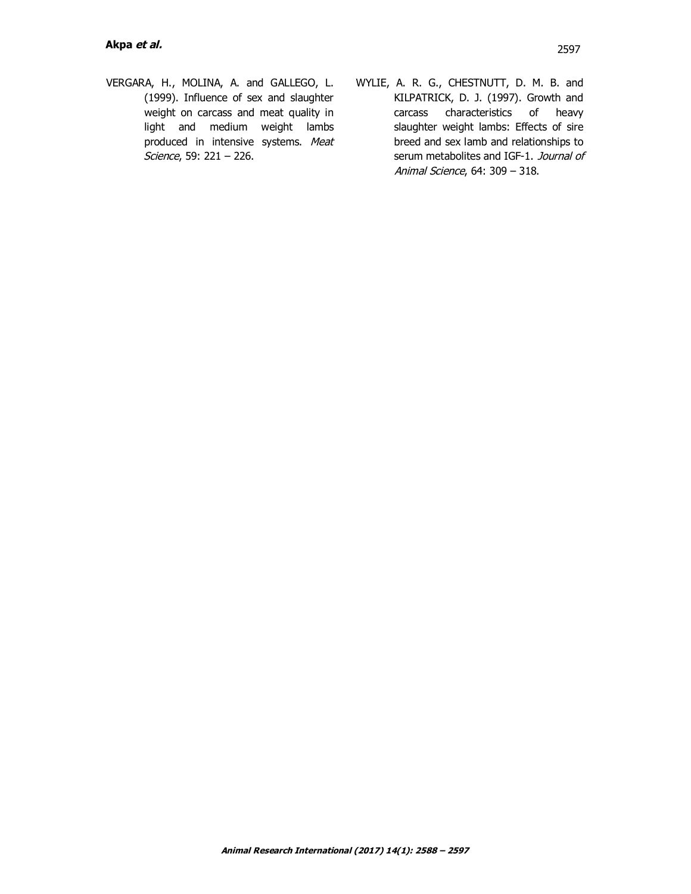VERGARA, H., MOLINA, A. and GALLEGO, L. (1999). Influence of sex and slaughter weight on carcass and meat quality in light and medium weight lambs produced in intensive systems. *Meat Science*, 59: 221 – 226.

WYLIE, A. R. G., CHESTNUTT, D. M. B. and KILPATRICK, D. J. (1997). Growth and carcass characteristics of heavy slaughter weight lambs: Effects of sire breed and sex lamb and relationships to serum metabolites and IGF-1. *Journal of Animal Science*, 64: 309 – 318.